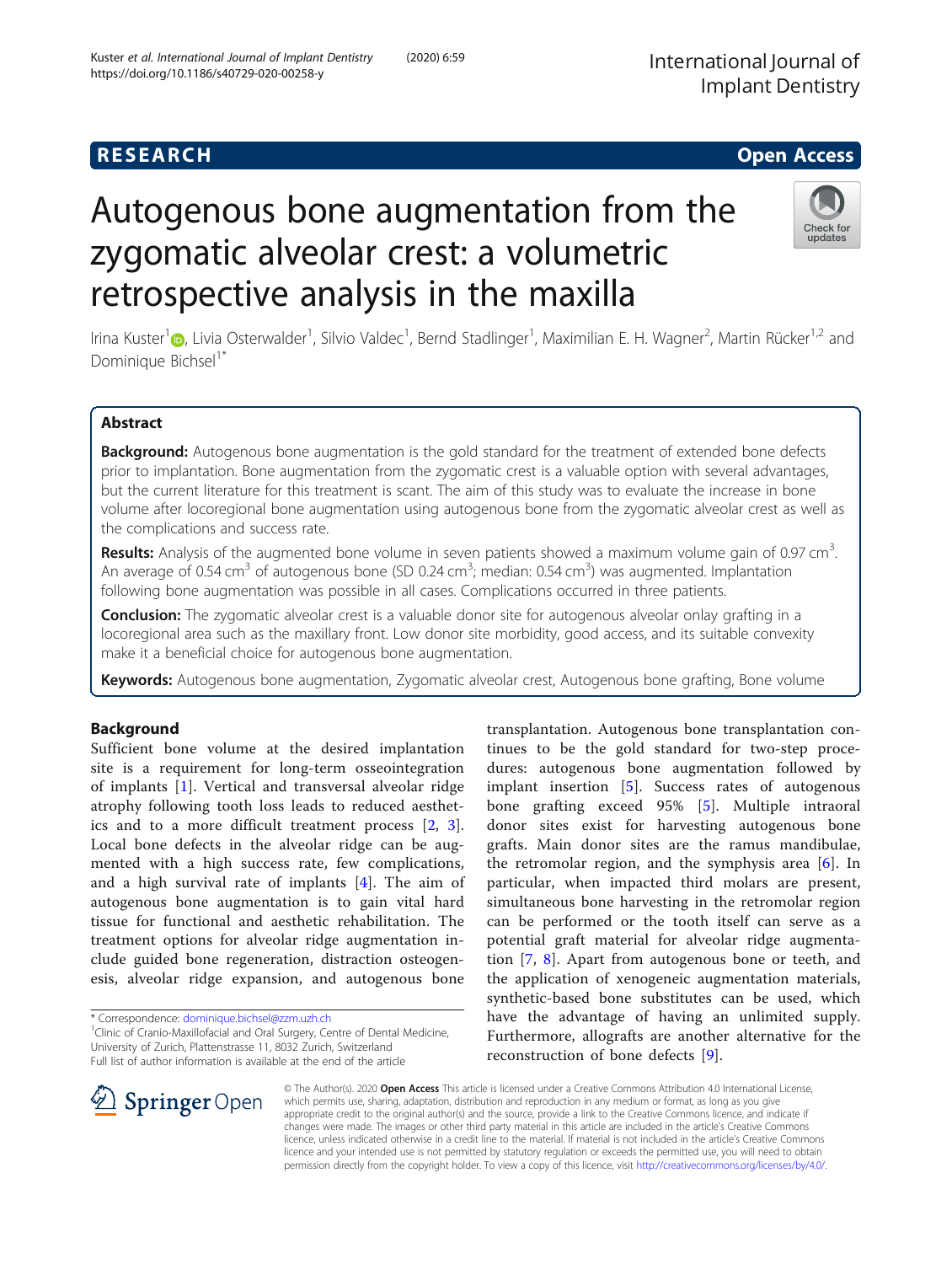RESEARCH

Open Access

# Autogenous bone augmentation from the zygomatic alveolar crest: a volumetric retrospective analysis in the maxilla

Irina Kuster[1], Livia Osterwalder[1], Silvio Valdec[1], Bernd Stadlinger[1], Maximilian E. H. Wagner[2], Martin Rücker[1,2] and Dominique Bichsel[1*]

## Abstract

**Background:** Autogenous bone augmentation is the gold standard for the treatment of extended bone defects prior to implantation. Bone augmentation from the zygomatic crest is a valuable option with several advantages, but the current literature for this treatment is scant. The aim of this study was to evaluate the increase in bone volume after locoregional bone augmentation using autogenous bone from the zygomatic alveolar crest as well as the complications and success rate.

**Results:** Analysis of the augmented bone volume in seven patients showed a maximum volume gain of 0.97 cm$^3$. An average of 0.54 cm$^3$ of autogenous bone (SD 0.24 cm$^3$; median: 0.54 cm$^3$) was augmented. Implantation following bone augmentation was possible in all cases. Complications occurred in three patients.

**Conclusion:** The zygomatic alveolar crest is a valuable donor site for autogenous alveolar onlay grafting in a locoregional area such as the maxillary front. Low donor site morbidity, good access, and its suitable convexity make it a beneficial choice for autogenous bone augmentation.

**Keywords:** Autogenous bone augmentation, Zygomatic alveolar crest, Autogenous bone grafting, Bone volume

## Background

Sufficient bone volume at the desired implantation site is a requirement for long-term osseointegration of implants [1]. Vertical and transversal alveolar ridge atrophy following tooth loss leads to reduced aesthetics and to a more difficult treatment process [2, 3]. Local bone defects in the alveolar ridge can be augmented with a high success rate, few complications, and a high survival rate of implants [4]. The aim of autogenous bone augmentation is to gain vital hard tissue for functional and aesthetic rehabilitation. The treatment options for alveolar ridge augmentation include guided bone regeneration, distraction osteogenesis, alveolar ridge expansion, and autogenous bone transplantation. Autogenous bone transplantation continues to be the gold standard for two-step procedures: autogenous bone augmentation followed by implant insertion [5]. Success rates of autogenous bone grafting exceed 95% [5]. Multiple intraoral donor sites exist for harvesting autogenous bone grafts. Main donor sites are the ramus mandibulae, the retromolar region, and the symphysis area [6]. In particular, when impacted third molars are present, simultaneous bone harvesting in the retromolar region can be performed or the tooth itself can serve as a potential graft material for alveolar ridge augmentation [7, 8]. Apart from autogenous bone or teeth, and the application of xenogeneic augmentation materials, synthetic-based bone substitutes can be used, which have the advantage of having an unlimited supply. Furthermore, allografts are another alternative for the reconstruction of bone defects [9].

\* Correspondence: dominique.bichsel@zzm.uzh.ch
[1]Clinic of Cranio-Maxillofacial and Oral Surgery, Centre of Dental Medicine, University of Zurich, Plattenstrasse 11, 8032 Zurich, Switzerland
Full list of author information is available at the end of the article

© The Author(s). 2020 **Open Access** This article is licensed under a Creative Commons Attribution 4.0 International License, which permits use, sharing, adaptation, distribution and reproduction in any medium or format, as long as you give appropriate credit to the original author(s) and the source, provide a link to the Creative Commons licence, and indicate if changes were made. The images or other third party material in this article are included in the article's Creative Commons licence, unless indicated otherwise in a credit line to the material. If material is not included in the article's Creative Commons licence and your intended use is not permitted by statutory regulation or exceeds the permitted use, you will need to obtain permission directly from the copyright holder. To view a copy of this licence, visit http://creativecommons.org/licenses/by/4.0/.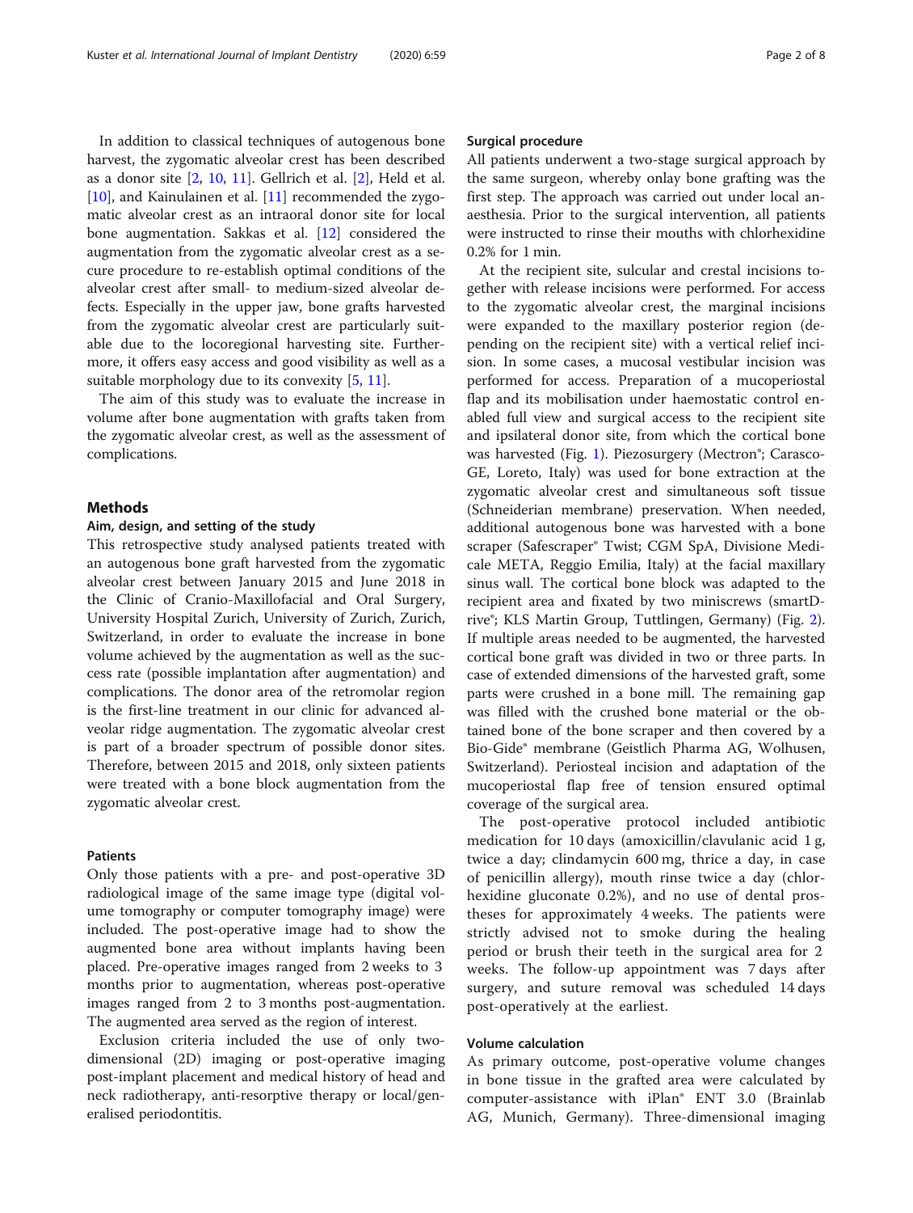In addition to classical techniques of autogenous bone harvest, the zygomatic alveolar crest has been described as a donor site [2, 10, 11]. Gellrich et al. [2], Held et al. [10], and Kainulainen et al. [11] recommended the zygomatic alveolar crest as an intraoral donor site for local bone augmentation. Sakkas et al. [12] considered the augmentation from the zygomatic alveolar crest as a secure procedure to re-establish optimal conditions of the alveolar crest after small- to medium-sized alveolar defects. Especially in the upper jaw, bone grafts harvested from the zygomatic alveolar crest are particularly suitable due to the locoregional harvesting site. Furthermore, it offers easy access and good visibility as well as a suitable morphology due to its convexity [5, 11].

The aim of this study was to evaluate the increase in volume after bone augmentation with grafts taken from the zygomatic alveolar crest, as well as the assessment of complications.

## Methods

### Aim, design, and setting of the study

This retrospective study analysed patients treated with an autogenous bone graft harvested from the zygomatic alveolar crest between January 2015 and June 2018 in the Clinic of Cranio-Maxillofacial and Oral Surgery, University Hospital Zurich, University of Zurich, Zurich, Switzerland, in order to evaluate the increase in bone volume achieved by the augmentation as well as the success rate (possible implantation after augmentation) and complications. The donor area of the retromolar region is the first-line treatment in our clinic for advanced alveolar ridge augmentation. The zygomatic alveolar crest is part of a broader spectrum of possible donor sites. Therefore, between 2015 and 2018, only sixteen patients were treated with a bone block augmentation from the zygomatic alveolar crest.

### Patients

Only those patients with a pre- and post-operative 3D radiological image of the same image type (digital volume tomography or computer tomography image) were included. The post-operative image had to show the augmented bone area without implants having been placed. Pre-operative images ranged from 2 weeks to 3 months prior to augmentation, whereas post-operative images ranged from 2 to 3 months post-augmentation. The augmented area served as the region of interest.

Exclusion criteria included the use of only two-dimensional (2D) imaging or post-operative imaging post-implant placement and medical history of head and neck radiotherapy, anti-resorptive therapy or local/generalised periodontitis.

### Surgical procedure

All patients underwent a two-stage surgical approach by the same surgeon, whereby onlay bone grafting was the first step. The approach was carried out under local anaesthesia. Prior to the surgical intervention, all patients were instructed to rinse their mouths with chlorhexidine 0.2% for 1 min.

At the recipient site, sulcular and crestal incisions together with release incisions were performed. For access to the zygomatic alveolar crest, the marginal incisions were expanded to the maxillary posterior region (depending on the recipient site) with a vertical relief incision. In some cases, a mucosal vestibular incision was performed for access. Preparation of a mucoperiostal flap and its mobilisation under haemostatic control enabled full view and surgical access to the recipient site and ipsilateral donor site, from which the cortical bone was harvested (Fig. 1). Piezosurgery (Mectron®; Carasco-GE, Loreto, Italy) was used for bone extraction at the zygomatic alveolar crest and simultaneous soft tissue (Schneiderian membrane) preservation. When needed, additional autogenous bone was harvested with a bone scraper (Safescraper® Twist; CGM SpA, Divisione Medicale META, Reggio Emilia, Italy) at the facial maxillary sinus wall. The cortical bone block was adapted to the recipient area and fixated by two miniscrews (smartDrive®; KLS Martin Group, Tuttlingen, Germany) (Fig. 2). If multiple areas needed to be augmented, the harvested cortical bone graft was divided in two or three parts. In case of extended dimensions of the harvested graft, some parts were crushed in a bone mill. The remaining gap was filled with the crushed bone material or the obtained bone of the bone scraper and then covered by a Bio-Gide® membrane (Geistlich Pharma AG, Wolhusen, Switzerland). Periosteal incision and adaptation of the mucoperiostal flap free of tension ensured optimal coverage of the surgical area.

The post-operative protocol included antibiotic medication for 10 days (amoxicillin/clavulanic acid 1 g, twice a day; clindamycin 600 mg, thrice a day, in case of penicillin allergy), mouth rinse twice a day (chlorhexidine gluconate 0.2%), and no use of dental prostheses for approximately 4 weeks. The patients were strictly advised not to smoke during the healing period or brush their teeth in the surgical area for 2 weeks. The follow-up appointment was 7 days after surgery, and suture removal was scheduled 14 days post-operatively at the earliest.

### Volume calculation

As primary outcome, post-operative volume changes in bone tissue in the grafted area were calculated by computer-assistance with iPlan® ENT 3.0 (Brainlab AG, Munich, Germany). Three-dimensional imaging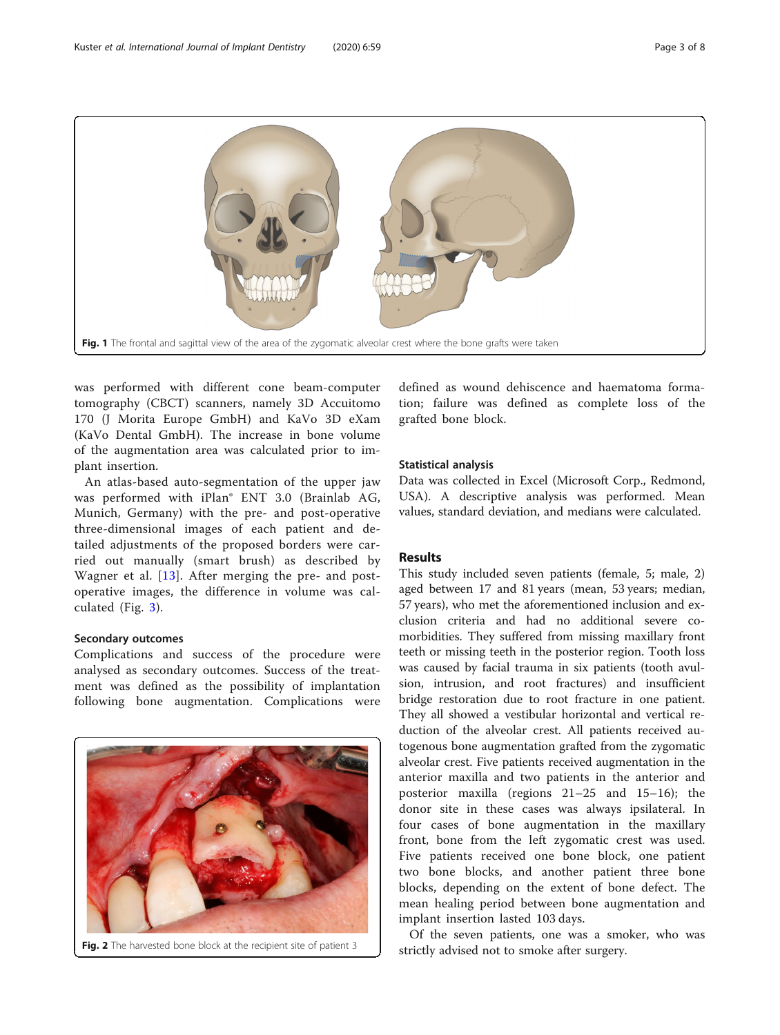Fig. 1 The frontal and sagittal view of the area of the zygomatic alveolar crest where the bone grafts were taken

was performed with different cone beam-computer tomography (CBCT) scanners, namely 3D Accuitomo 170 (J Morita Europe GmbH) and KaVo 3D eXam (KaVo Dental GmbH). The increase in bone volume of the augmentation area was calculated prior to implant insertion.

An atlas-based auto-segmentation of the upper jaw was performed with iPlan® ENT 3.0 (Brainlab AG, Munich, Germany) with the pre- and post-operative three-dimensional images of each patient and detailed adjustments of the proposed borders were carried out manually (smart brush) as described by Wagner et al. [13]. After merging the pre- and post-operative images, the difference in volume was calculated (Fig. 3).

### Secondary outcomes

Complications and success of the procedure were analysed as secondary outcomes. Success of the treatment was defined as the possibility of implantation following bone augmentation. Complications were defined as wound dehiscence and haematoma formation; failure was defined as complete loss of the grafted bone block.

Fig. 2 The harvested bone block at the recipient site of patient 3

### Statistical analysis

Data was collected in Excel (Microsoft Corp., Redmond, USA). A descriptive analysis was performed. Mean values, standard deviation, and medians were calculated.

## Results

This study included seven patients (female, 5; male, 2) aged between 17 and 81 years (mean, 53 years; median, 57 years), who met the aforementioned inclusion and exclusion criteria and had no additional severe co-morbidities. They suffered from missing maxillary front teeth or missing teeth in the posterior region. Tooth loss was caused by facial trauma in six patients (tooth avulsion, intrusion, and root fractures) and insufficient bridge restoration due to root fracture in one patient. They all showed a vestibular horizontal and vertical reduction of the alveolar crest. All patients received autogenous bone augmentation grafted from the zygomatic alveolar crest. Five patients received augmentation in the anterior maxilla and two patients in the anterior and posterior maxilla (regions 21–25 and 15–16); the donor site in these cases was always ipsilateral. In four cases of bone augmentation in the maxillary front, bone from the left zygomatic crest was used. Five patients received one bone block, one patient two bone blocks, and another patient three bone blocks, depending on the extent of bone defect. The mean healing period between bone augmentation and implant insertion lasted 103 days.

Of the seven patients, one was a smoker, who was strictly advised not to smoke after surgery.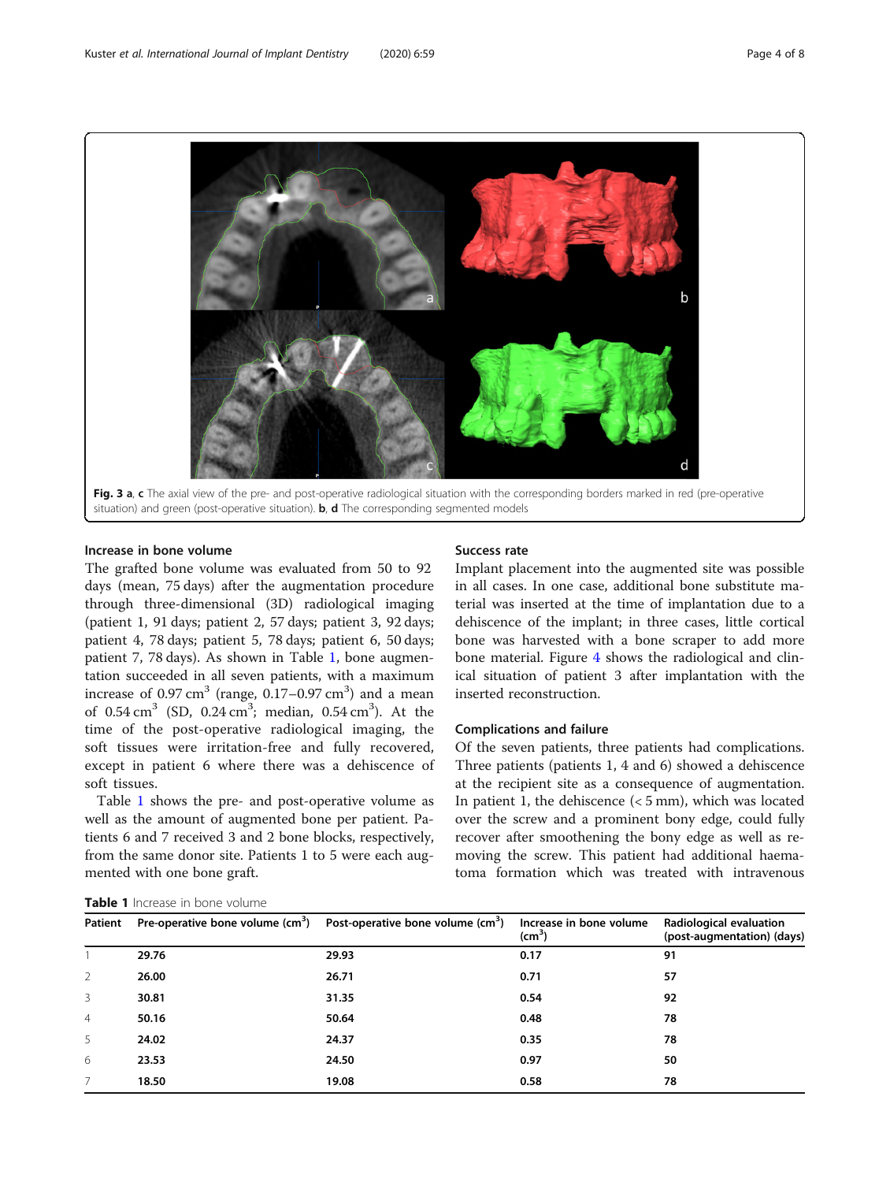Fig. 3 a, c The axial view of the pre- and post-operative radiological situation with the corresponding borders marked in red (pre-operative situation) and green (post-operative situation). b, d The corresponding segmented models

### Increase in bone volume

The grafted bone volume was evaluated from 50 to 92 days (mean, 75 days) after the augmentation procedure through three-dimensional (3D) radiological imaging (patient 1, 91 days; patient 2, 57 days; patient 3, 92 days; patient 4, 78 days; patient 5, 78 days; patient 6, 50 days; patient 7, 78 days). As shown in Table 1, bone augmentation succeeded in all seven patients, with a maximum increase of 0.97 $cm^3$ (range, 0.17–0.97 $cm^3$) and a mean of 0.54 $cm^3$ (SD, 0.24 $cm^3$; median, 0.54 $cm^3$). At the time of the post-operative radiological imaging, the soft tissues were irritation-free and fully recovered, except in patient 6 where there was a dehiscence of soft tissues.

Table 1 shows the pre- and post-operative volume as well as the amount of augmented bone per patient. Patients 6 and 7 received 3 and 2 bone blocks, respectively, from the same donor site. Patients 1 to 5 were each augmented with one bone graft.

### Success rate

Implant placement into the augmented site was possible in all cases. In one case, additional bone substitute material was inserted at the time of implantation due to a dehiscence of the implant; in three cases, little cortical bone was harvested with a bone scraper to add more bone material. Figure 4 shows the radiological and clinical situation of patient 3 after implantation with the inserted reconstruction.

### Complications and failure

Of the seven patients, three patients had complications. Three patients (patients 1, 4 and 6) showed a dehiscence at the recipient site as a consequence of augmentation. In patient 1, the dehiscence (< 5 mm), which was located over the screw and a prominent bony edge, could fully recover after smoothening the bony edge as well as removing the screw. This patient had additional haematoma formation which was treated with intravenous

**Table 1** Increase in bone volume

| Patient | Pre-operative bone volume ($cm^3$) | Post-operative bone volume ($cm^3$) | Increase in bone volume ($cm^3$) | Radiological evaluation (post-augmentation) (days) |
|---|---|---|---|---|
| 1 | **29.76** | **29.93** | **0.17** | **91** |
| 2 | **26.00** | **26.71** | **0.71** | **57** |
| 3 | **30.81** | **31.35** | **0.54** | **92** |
| 4 | **50.16** | **50.64** | **0.48** | **78** |
| 5 | **24.02** | **24.37** | **0.35** | **78** |
| 6 | **23.53** | **24.50** | **0.97** | **50** |
| 7 | **18.50** | **19.08** | **0.58** | **78** |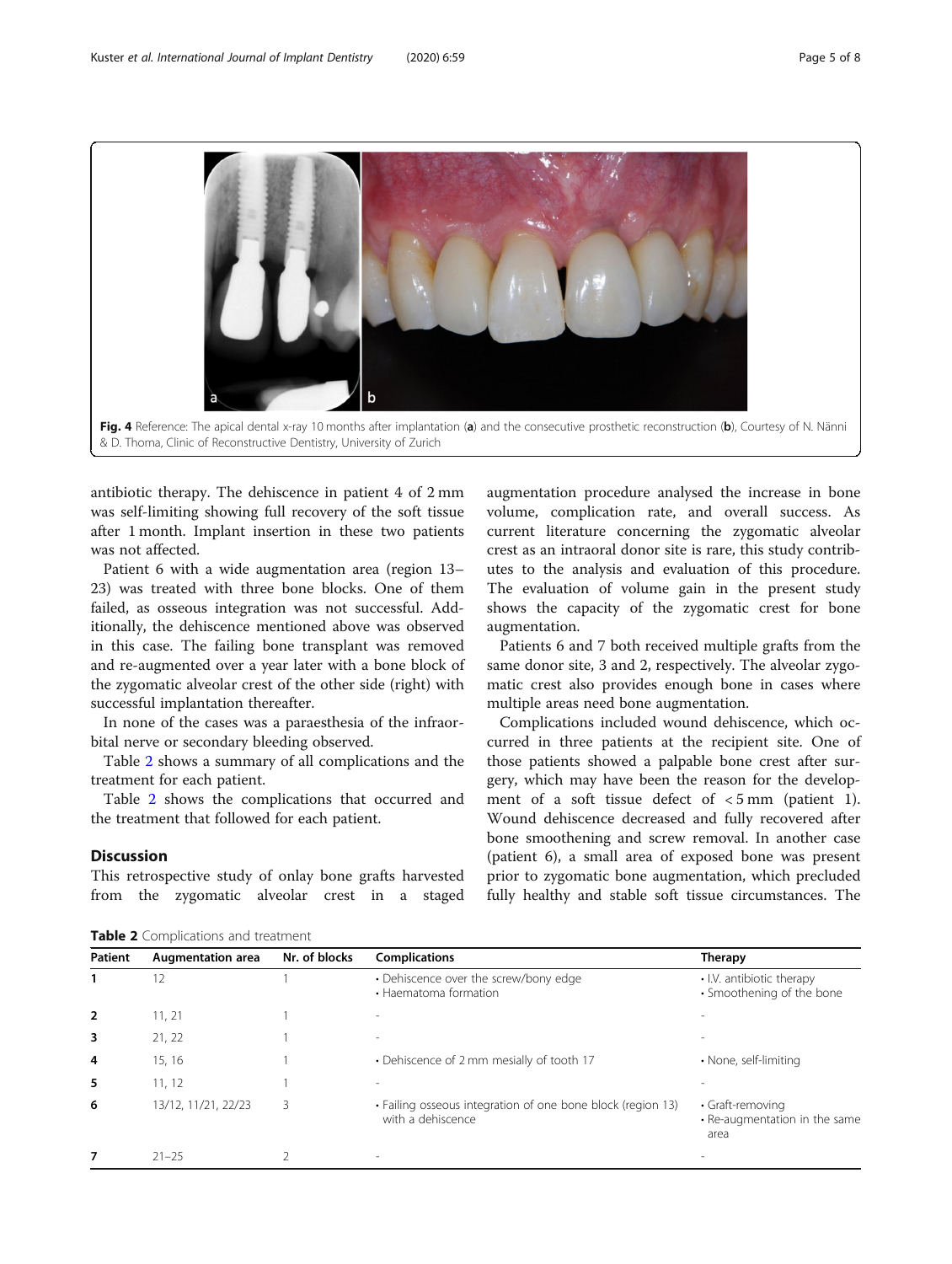Fig. 4 Reference: The apical dental x-ray 10 months after implantation (**a**) and the consecutive prosthetic reconstruction (**b**), Courtesy of N. Nänni & D. Thoma, Clinic of Reconstructive Dentistry, University of Zurich

antibiotic therapy. The dehiscence in patient 4 of 2 mm was self-limiting showing full recovery of the soft tissue after 1 month. Implant insertion in these two patients was not affected.

Patient 6 with a wide augmentation area (region 13–23) was treated with three bone blocks. One of them failed, as osseous integration was not successful. Additionally, the dehiscence mentioned above was observed in this case. The failing bone transplant was removed and re-augmented over a year later with a bone block of the zygomatic alveolar crest of the other side (right) with successful implantation thereafter.

In none of the cases was a paraesthesia of the infraorbital nerve or secondary bleeding observed.

Table 2 shows a summary of all complications and the treatment for each patient.

Table 2 shows the complications that occurred and the treatment that followed for each patient.

## Discussion

This retrospective study of onlay bone grafts harvested from the zygomatic alveolar crest in a staged augmentation procedure analysed the increase in bone volume, complication rate, and overall success. As current literature concerning the zygomatic alveolar crest as an intraoral donor site is rare, this study contributes to the analysis and evaluation of this procedure. The evaluation of volume gain in the present study shows the capacity of the zygomatic crest for bone augmentation.

Patients 6 and 7 both received multiple grafts from the same donor site, 3 and 2, respectively. The alveolar zygomatic crest also provides enough bone in cases where multiple areas need bone augmentation.

Complications included wound dehiscence, which occurred in three patients at the recipient site. One of those patients showed a palpable bone crest after surgery, which may have been the reason for the development of a soft tissue defect of < 5 mm (patient 1). Wound dehiscence decreased and fully recovered after bone smoothening and screw removal. In another case (patient 6), a small area of exposed bone was present prior to zygomatic bone augmentation, which precluded fully healthy and stable soft tissue circumstances. The

**Table 2** Complications and treatment

| Patient | Augmentation area | Nr. of blocks | Complications | Therapy |
|---|---|---|---|---|
| **1** | 12 | 1 | • Dehiscence over the screw/bony edge<br>• Haematoma formation | • I.V. antibiotic therapy<br>• Smoothening of the bone |
| **2** | 11, 21 | 1 | - | - |
| **3** | 21, 22 | 1 | - | - |
| **4** | 15, 16 | 1 | • Dehiscence of 2 mm mesially of tooth 17 | • None, self-limiting |
| **5** | 11, 12 | 1 | - | - |
| **6** | 13/12, 11/21, 22/23 | 3 | • Failing osseous integration of one bone block (region 13) with a dehiscence | • Graft-removing<br>• Re-augmentation in the same area |
| **7** | 21–25 | 2 | - | - |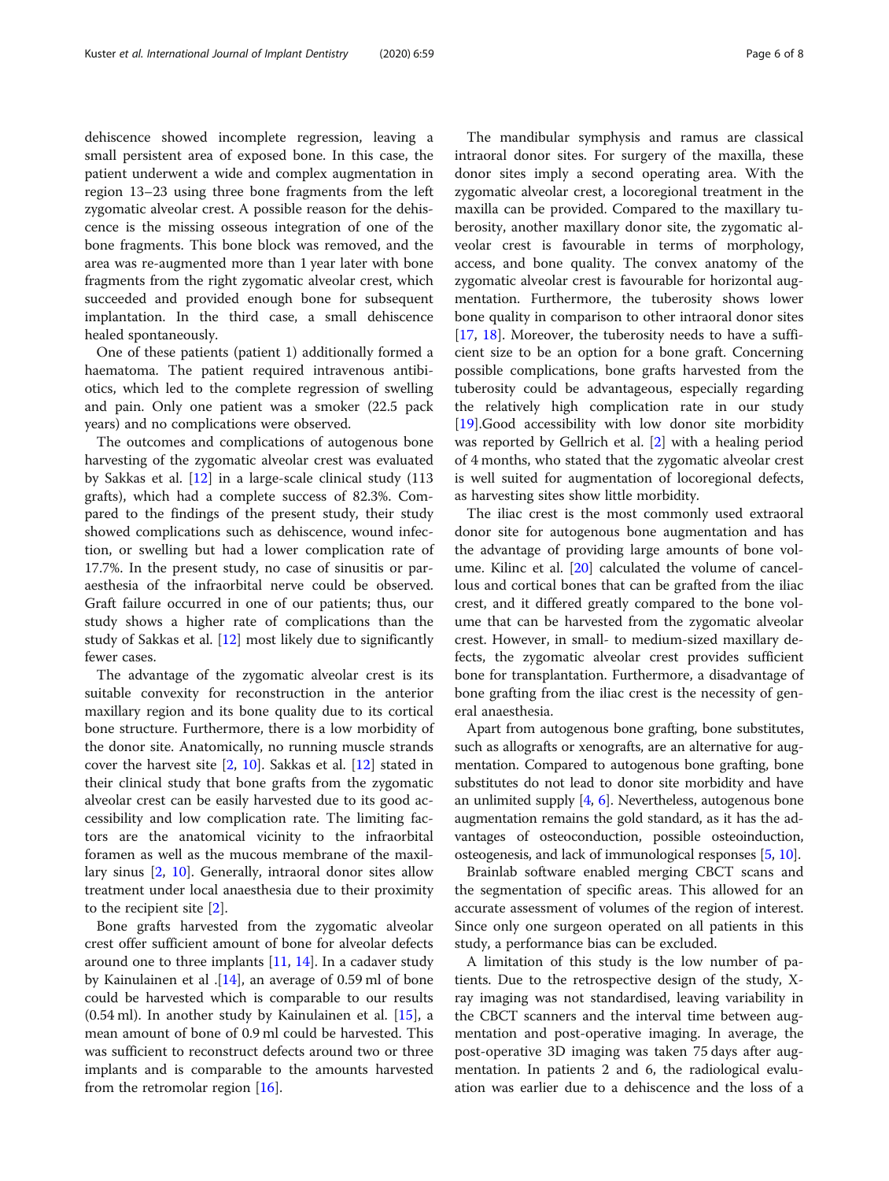dehiscence showed incomplete regression, leaving a small persistent area of exposed bone. In this case, the patient underwent a wide and complex augmentation in region 13–23 using three bone fragments from the left zygomatic alveolar crest. A possible reason for the dehiscence is the missing osseous integration of one of the bone fragments. This bone block was removed, and the area was re-augmented more than 1 year later with bone fragments from the right zygomatic alveolar crest, which succeeded and provided enough bone for subsequent implantation. In the third case, a small dehiscence healed spontaneously.

One of these patients (patient 1) additionally formed a haematoma. The patient required intravenous antibiotics, which led to the complete regression of swelling and pain. Only one patient was a smoker (22.5 pack years) and no complications were observed.

The outcomes and complications of autogenous bone harvesting of the zygomatic alveolar crest was evaluated by Sakkas et al. [12] in a large-scale clinical study (113 grafts), which had a complete success of 82.3%. Compared to the findings of the present study, their study showed complications such as dehiscence, wound infection, or swelling but had a lower complication rate of 17.7%. In the present study, no case of sinusitis or paraesthesia of the infraorbital nerve could be observed. Graft failure occurred in one of our patients; thus, our study shows a higher rate of complications than the study of Sakkas et al. [12] most likely due to significantly fewer cases.

The advantage of the zygomatic alveolar crest is its suitable convexity for reconstruction in the anterior maxillary region and its bone quality due to its cortical bone structure. Furthermore, there is a low morbidity of the donor site. Anatomically, no running muscle strands cover the harvest site [2, 10]. Sakkas et al. [12] stated in their clinical study that bone grafts from the zygomatic alveolar crest can be easily harvested due to its good accessibility and low complication rate. The limiting factors are the anatomical vicinity to the infraorbital foramen as well as the mucous membrane of the maxillary sinus [2, 10]. Generally, intraoral donor sites allow treatment under local anaesthesia due to their proximity to the recipient site [2].

Bone grafts harvested from the zygomatic alveolar crest offer sufficient amount of bone for alveolar defects around one to three implants [11, 14]. In a cadaver study by Kainulainen et al .[14], an average of 0.59 ml of bone could be harvested which is comparable to our results (0.54 ml). In another study by Kainulainen et al. [15], a mean amount of bone of 0.9 ml could be harvested. This was sufficient to reconstruct defects around two or three implants and is comparable to the amounts harvested from the retromolar region [16].

The mandibular symphysis and ramus are classical intraoral donor sites. For surgery of the maxilla, these donor sites imply a second operating area. With the zygomatic alveolar crest, a locoregional treatment in the maxilla can be provided. Compared to the maxillary tuberosity, another maxillary donor site, the zygomatic alveolar crest is favourable in terms of morphology, access, and bone quality. The convex anatomy of the zygomatic alveolar crest is favourable for horizontal augmentation. Furthermore, the tuberosity shows lower bone quality in comparison to other intraoral donor sites [17, 18]. Moreover, the tuberosity needs to have a sufficient size to be an option for a bone graft. Concerning possible complications, bone grafts harvested from the tuberosity could be advantageous, especially regarding the relatively high complication rate in our study [19].Good accessibility with low donor site morbidity was reported by Gellrich et al. [2] with a healing period of 4 months, who stated that the zygomatic alveolar crest is well suited for augmentation of locoregional defects, as harvesting sites show little morbidity.

The iliac crest is the most commonly used extraoral donor site for autogenous bone augmentation and has the advantage of providing large amounts of bone volume. Kilinc et al. [20] calculated the volume of cancellous and cortical bones that can be grafted from the iliac crest, and it differed greatly compared to the bone volume that can be harvested from the zygomatic alveolar crest. However, in small- to medium-sized maxillary defects, the zygomatic alveolar crest provides sufficient bone for transplantation. Furthermore, a disadvantage of bone grafting from the iliac crest is the necessity of general anaesthesia.

Apart from autogenous bone grafting, bone substitutes, such as allografts or xenografts, are an alternative for augmentation. Compared to autogenous bone grafting, bone substitutes do not lead to donor site morbidity and have an unlimited supply [4, 6]. Nevertheless, autogenous bone augmentation remains the gold standard, as it has the advantages of osteoconduction, possible osteoinduction, osteogenesis, and lack of immunological responses [5, 10].

Brainlab software enabled merging CBCT scans and the segmentation of specific areas. This allowed for an accurate assessment of volumes of the region of interest. Since only one surgeon operated on all patients in this study, a performance bias can be excluded.

A limitation of this study is the low number of patients. Due to the retrospective design of the study, X-ray imaging was not standardised, leaving variability in the CBCT scanners and the interval time between augmentation and post-operative imaging. In average, the post-operative 3D imaging was taken 75 days after augmentation. In patients 2 and 6, the radiological evaluation was earlier due to a dehiscence and the loss of a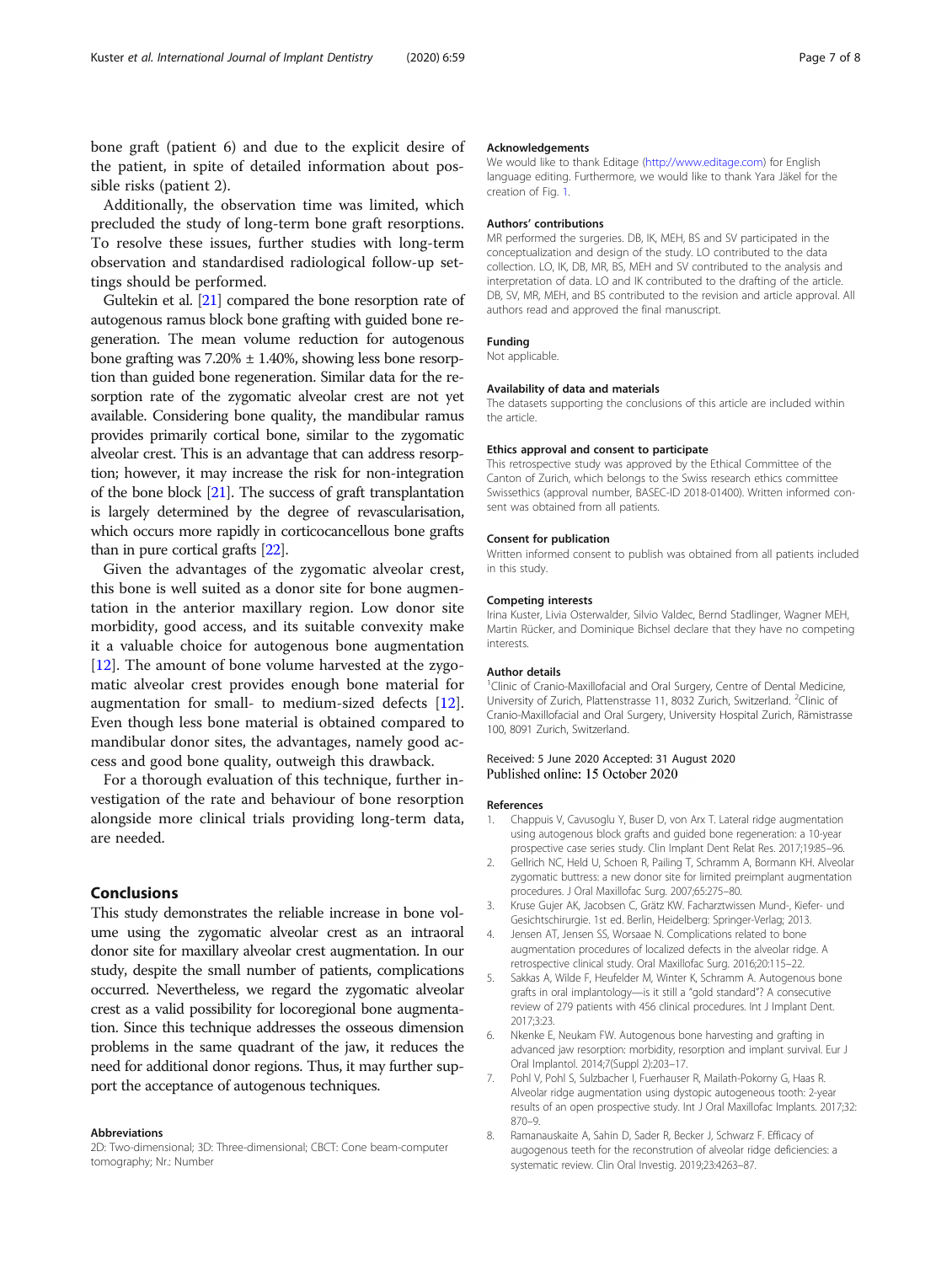bone graft (patient 6) and due to the explicit desire of the patient, in spite of detailed information about possible risks (patient 2).

Additionally, the observation time was limited, which precluded the study of long-term bone graft resorptions. To resolve these issues, further studies with long-term observation and standardised radiological follow-up settings should be performed.

Gultekin et al. [21] compared the bone resorption rate of autogenous ramus block bone grafting with guided bone regeneration. The mean volume reduction for autogenous bone grafting was 7.20% ± 1.40%, showing less bone resorption than guided bone regeneration. Similar data for the resorption rate of the zygomatic alveolar crest are not yet available. Considering bone quality, the mandibular ramus provides primarily cortical bone, similar to the zygomatic alveolar crest. This is an advantage that can address resorption; however, it may increase the risk for non-integration of the bone block [21]. The success of graft transplantation is largely determined by the degree of revascularisation, which occurs more rapidly in corticocancellous bone grafts than in pure cortical grafts [22].

Given the advantages of the zygomatic alveolar crest, this bone is well suited as a donor site for bone augmentation in the anterior maxillary region. Low donor site morbidity, good access, and its suitable convexity make it a valuable choice for autogenous bone augmentation [12]. The amount of bone volume harvested at the zygomatic alveolar crest provides enough bone material for augmentation for small- to medium-sized defects [12]. Even though less bone material is obtained compared to mandibular donor sites, the advantages, namely good access and good bone quality, outweigh this drawback.

For a thorough evaluation of this technique, further investigation of the rate and behaviour of bone resorption alongside more clinical trials providing long-term data, are needed.

## Conclusions

This study demonstrates the reliable increase in bone volume using the zygomatic alveolar crest as an intraoral donor site for maxillary alveolar crest augmentation. In our study, despite the small number of patients, complications occurred. Nevertheless, we regard the zygomatic alveolar crest as a valid possibility for locoregional bone augmentation. Since this technique addresses the osseous dimension problems in the same quadrant of the jaw, it reduces the need for additional donor regions. Thus, it may further support the acceptance of autogenous techniques.

#### Abbreviations

2D: Two-dimensional; 3D: Three-dimensional; CBCT: Cone beam-computer tomography; Nr.: Number

#### Acknowledgements

We would like to thank Editage (http://www.editage.com) for English language editing. Furthermore, we would like to thank Yara Jäkel for the creation of Fig. 1.

#### Authors' contributions

MR performed the surgeries. DB, IK, MEH, BS and SV participated in the conceptualization and design of the study. LO contributed to the data collection. LO, IK, DB, MR, BS, MEH and SV contributed to the analysis and interpretation of data. LO and IK contributed to the drafting of the article. DB, SV, MR, MEH, and BS contributed to the revision and article approval. All authors read and approved the final manuscript.

#### Funding

Not applicable.

#### Availability of data and materials

The datasets supporting the conclusions of this article are included within the article.

#### Ethics approval and consent to participate

This retrospective study was approved by the Ethical Committee of the Canton of Zurich, which belongs to the Swiss research ethics committee Swissethics (approval number, BASEC-ID 2018-01400). Written informed consent was obtained from all patients.

#### Consent for publication

Written informed consent to publish was obtained from all patients included in this study.

#### Competing interests

Irina Kuster, Livia Osterwalder, Silvio Valdec, Bernd Stadlinger, Wagner MEH, Martin Rücker, and Dominique Bichsel declare that they have no competing interests.

#### Author details

[1]Clinic of Cranio-Maxillofacial and Oral Surgery, Centre of Dental Medicine, University of Zurich, Plattenstrasse 11, 8032 Zurich, Switzerland. [2]Clinic of Cranio-Maxillofacial and Oral Surgery, University Hospital Zurich, Rämistrasse 100, 8091 Zurich, Switzerland.

Received: 5 June 2020 Accepted: 31 August 2020
Published online: 15 October 2020

#### References

1. Chappuis V, Cavusoglu Y, Buser D, von Arx T. Lateral ridge augmentation using autogenous block grafts and guided bone regeneration: a 10-year prospective case series study. Clin Implant Dent Relat Res. 2017;19:85–96.
2. Gellrich NC, Held U, Schoen R, Pailing T, Schramm A, Bormann KH. Alveolar zygomatic buttress: a new donor site for limited preimplant augmentation procedures. J Oral Maxillofac Surg. 2007;65:275–80.
3. Kruse Gujer AK, Jacobsen C, Grätz KW. Facharztwissen Mund-, Kiefer- und Gesichtschirurgie. 1st ed. Berlin, Heidelberg: Springer-Verlag; 2013.
4. Jensen AT, Jensen SS, Worsaae N. Complications related to bone augmentation procedures of localized defects in the alveolar ridge. A retrospective clinical study. Oral Maxillofac Surg. 2016;20:115–22.
5. Sakkas A, Wilde F, Heufelder M, Winter K, Schramm A. Autogenous bone grafts in oral implantology—is it still a "gold standard"? A consecutive review of 279 patients with 456 clinical procedures. Int J Implant Dent. 2017;3:23.
6. Nkenke E, Neukam FW. Autogenous bone harvesting and grafting in advanced jaw resorption: morbidity, resorption and implant survival. Eur J Oral Implantol. 2014;7(Suppl 2):203–17.
7. Pohl V, Pohl S, Sulzbacher I, Fuerhauser R, Mailath-Pokorny G, Haas R. Alveolar ridge augmentation using dystopic autogeneous tooth: 2-year results of an open prospective study. Int J Oral Maxillofac Implants. 2017;32:870–9.
8. Ramanauskaite A, Sahin D, Sader R, Becker J, Schwarz F. Efficacy of augogenous teeth for the reconstrution of alveolar ridge deficiencies: a systematic review. Clin Oral Investig. 2019;23:4263–87.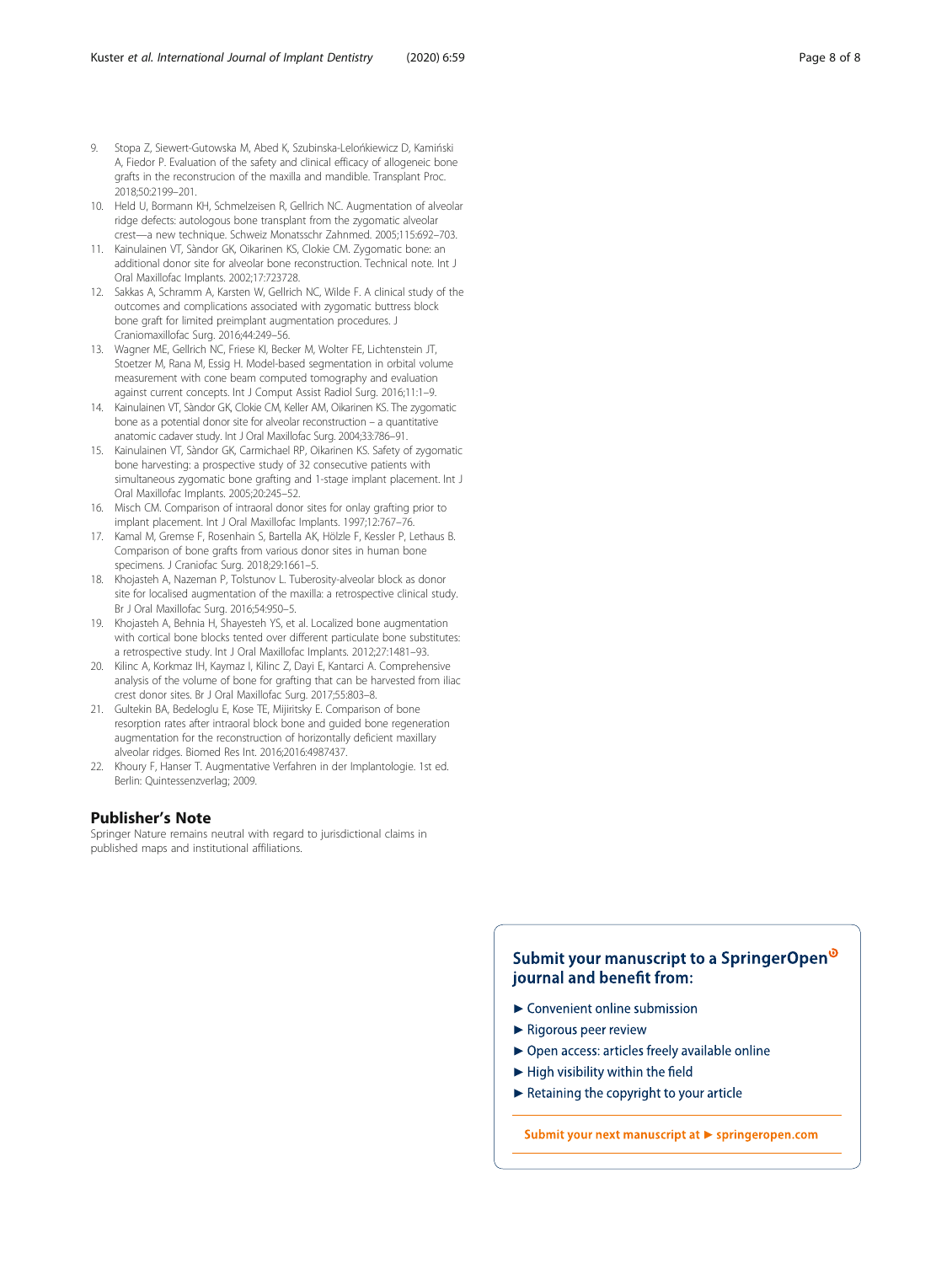9. Stopa Z, Siewert-Gutowska M, Abed K, Szubinska-Lelońkiewicz D, Kamiński A, Fiedor P. Evaluation of the safety and clinical efficacy of allogeneic bone grafts in the reconstrucion of the maxilla and mandible. Transplant Proc. 2018;50:2199–201.
10. Held U, Bormann KH, Schmelzeisen R, Gellrich NC. Augmentation of alveolar ridge defects: autologous bone transplant from the zygomatic alveolar crest—a new technique. Schweiz Monatsschr Zahnmed. 2005;115:692–703.
11. Kainulainen VT, Sàndor GK, Oikarinen KS, Clokie CM. Zygomatic bone: an additional donor site for alveolar bone reconstruction. Technical note. Int J Oral Maxillofac Implants. 2002;17:723728.
12. Sakkas A, Schramm A, Karsten W, Gellrich NC, Wilde F. A clinical study of the outcomes and complications associated with zygomatic buttress block bone graft for limited preimplant augmentation procedures. J Craniomaxillofac Surg. 2016;44:249–56.
13. Wagner ME, Gellrich NC, Friese KI, Becker M, Wolter FE, Lichtenstein JT, Stoetzer M, Rana M, Essig H. Model-based segmentation in orbital volume measurement with cone beam computed tomography and evaluation against current concepts. Int J Comput Assist Radiol Surg. 2016;11:1–9.
14. Kainulainen VT, Sàndor GK, Clokie CM, Keller AM, Oikarinen KS. The zygomatic bone as a potential donor site for alveolar reconstruction – a quantitative anatomic cadaver study. Int J Oral Maxillofac Surg. 2004;33:786–91.
15. Kainulainen VT, Sàndor GK, Carmichael RP, Oikarinen KS. Safety of zygomatic bone harvesting: a prospective study of 32 consecutive patients with simultaneous zygomatic bone grafting and 1-stage implant placement. Int J Oral Maxillofac Implants. 2005;20:245–52.
16. Misch CM. Comparison of intraoral donor sites for onlay grafting prior to implant placement. Int J Oral Maxillofac Implants. 1997;12:767–76.
17. Kamal M, Gremse F, Rosenhain S, Bartella AK, Hölzle F, Kessler P, Lethaus B. Comparison of bone grafts from various donor sites in human bone specimens. J Craniofac Surg. 2018;29:1661–5.
18. Khojasteh A, Nazeman P, Tolstunov L. Tuberosity-alveolar block as donor site for localised augmentation of the maxilla: a retrospective clinical study. Br J Oral Maxillofac Surg. 2016;54:950–5.
19. Khojasteh A, Behnia H, Shayesteh YS, et al. Localized bone augmentation with cortical bone blocks tented over different particulate bone substitutes: a retrospective study. Int J Oral Maxillofac Implants. 2012;27:1481–93.
20. Kilinc A, Korkmaz IH, Kaymaz I, Kilinc Z, Dayi E, Kantarci A. Comprehensive analysis of the volume of bone for grafting that can be harvested from iliac crest donor sites. Br J Oral Maxillofac Surg. 2017;55:803–8.
21. Gultekin BA, Bedeloglu E, Kose TE, Mijiritsky E. Comparison of bone resorption rates after intraoral block bone and guided bone regeneration augmentation for the reconstruction of horizontally deficient maxillary alveolar ridges. Biomed Res Int. 2016;2016:4987437.
22. Khoury F, Hanser T. Augmentative Verfahren in der Implantologie. 1st ed. Berlin: Quintessenzverlag; 2009.

## Publisher's Note

Springer Nature remains neutral with regard to jurisdictional claims in published maps and institutional affiliations.

**Submit your manuscript to a SpringerOpen journal and benefit from:**

- ► Convenient online submission
- ► Rigorous peer review
- ► Open access: articles freely available online
- ► High visibility within the field
- ► Retaining the copyright to your article

**Submit your next manuscript at ► springeropen.com**